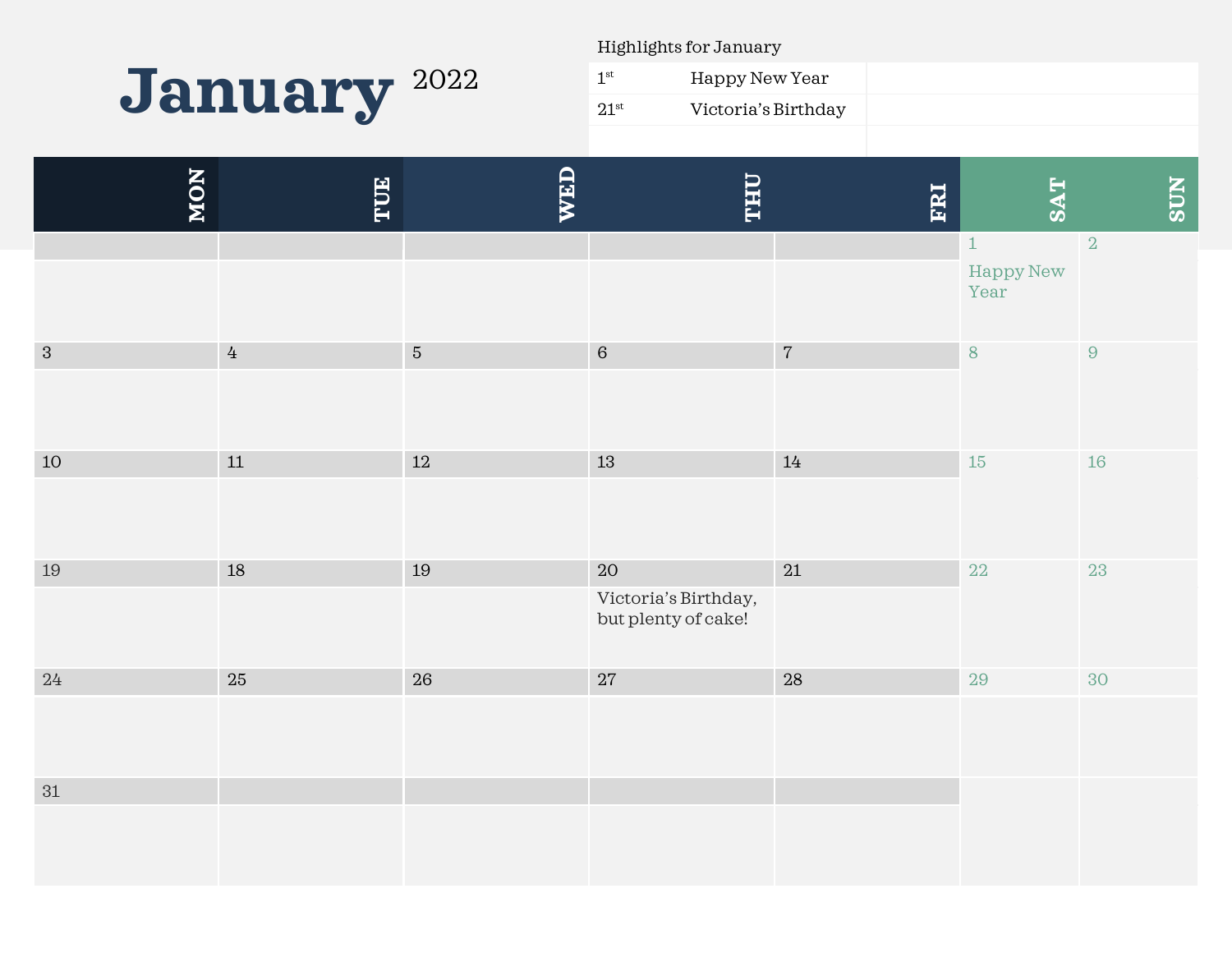# January 2022

Highlights for January

| | | |
|---|---|---|
| 1st | Happy New Year | |
| 21st | Victoria's Birthday | |
| | | |

| MON | TUE | WED | THU | FRI | SAT | SUN |
|---|---|---|---|---|---|---|
| | | | | | 1 Happy New Year | 2 |
| 3 | 4 | 5 | 6 | 7 | 8 | 9 |
| 10 | 11 | 12 | 13 | 14 | 15 | 16 |
| 19 | 18 | 19 | 20 Victoria's Birthday, but plenty of cake! | 21 | 22 | 23 |
| 24 | 25 | 26 | 27 | 28 | 29 | 30 |
| 31 | | | | | | |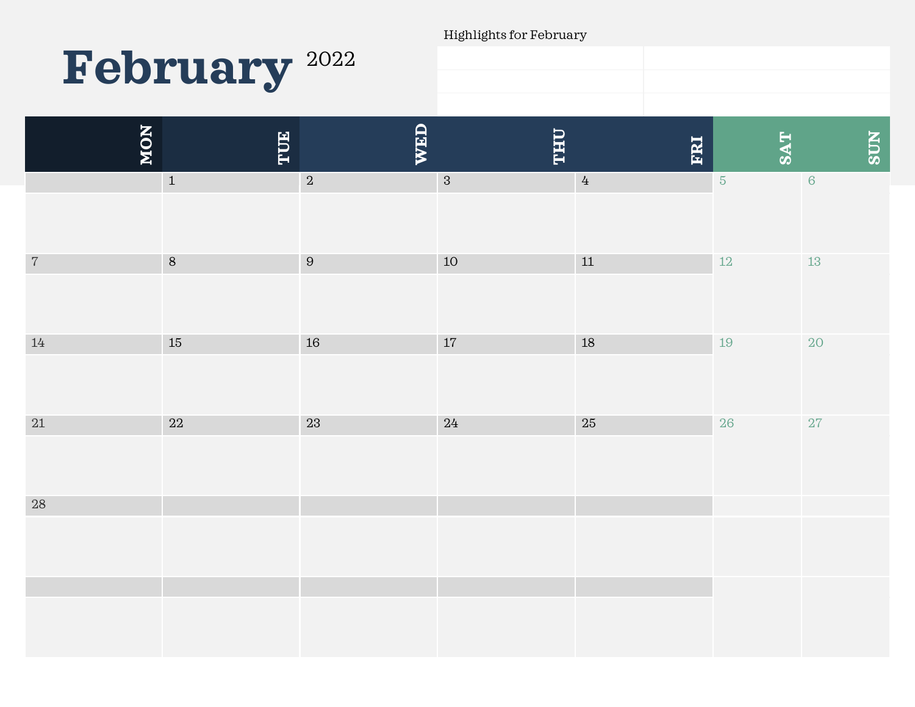# February 2022

Highlights for February

| | |
|---|---|
| | |
| | |
| | |

| MON | TUE | WED | THU | FRI | SAT | SUN |
|---|---|---|---|---|---|---|
| | 1 | 2 | 3 | 4 | 5 | 6 |
| 7 | 8 | 9 | 10 | 11 | 12 | 13 |
| 14 | 15 | 16 | 17 | 18 | 19 | 20 |
| 21 | 22 | 23 | 24 | 25 | 26 | 27 |
| 28 | | | | | | |
| | | | | | | |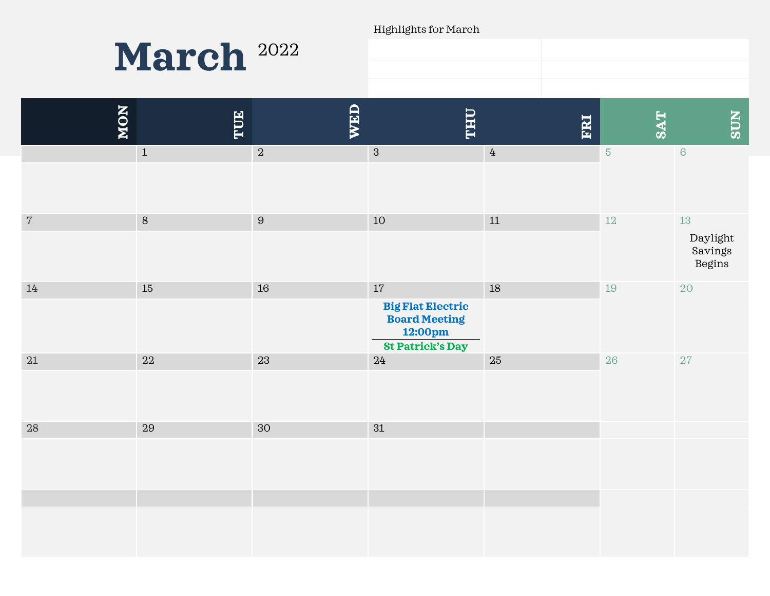# March 2022

Highlights for March

| MON | TUE | WED | THU | FRI | SAT | SUN |
|---|---|---|---|---|---|---|
| | 1 | 2 | 3 | 4 | 5 | 6 |
| 7 | 8 | 9 | 10 | 11 | 12 | 13 Daylight Savings Begins |
| 14 | 15 | 16 | 17 **Big Flat Electric Board Meeting 12:00pm** / **St Patrick's Day** | 18 | 19 | 20 |
| 21 | 22 | 23 | 24 | 25 | 26 | 27 |
| 28 | 29 | 30 | 31 | | | |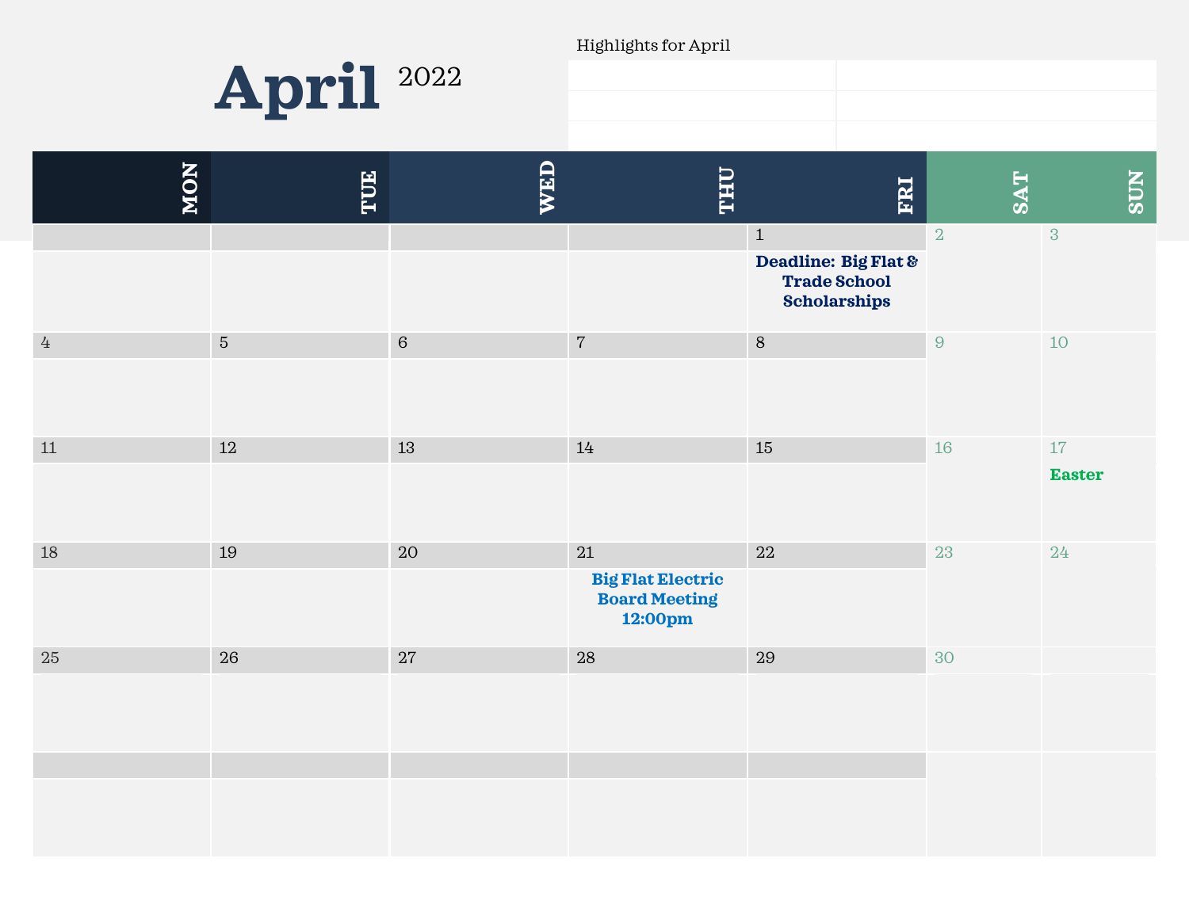# April 2022

Highlights for April

| | |
|---|---|
| | |
| | |
| | |

| MON | TUE | WED | THU | FRI | SAT | SUN |
|---|---|---|---|---|---|---|
| | | | | 1 **Deadline: Big Flat & Trade School Scholarships** | 2 | 3 |
| 4 | 5 | 6 | 7 | 8 | 9 | 10 |
| 11 | 12 | 13 | 14 | 15 | 16 | 17 **Easter** |
| 18 | 19 | 20 | 21 **Big Flat Electric Board Meeting 12:00pm** | 22 | 23 | 24 |
| 25 | 26 | 27 | 28 | 29 | 30 | |
| | | | | | | |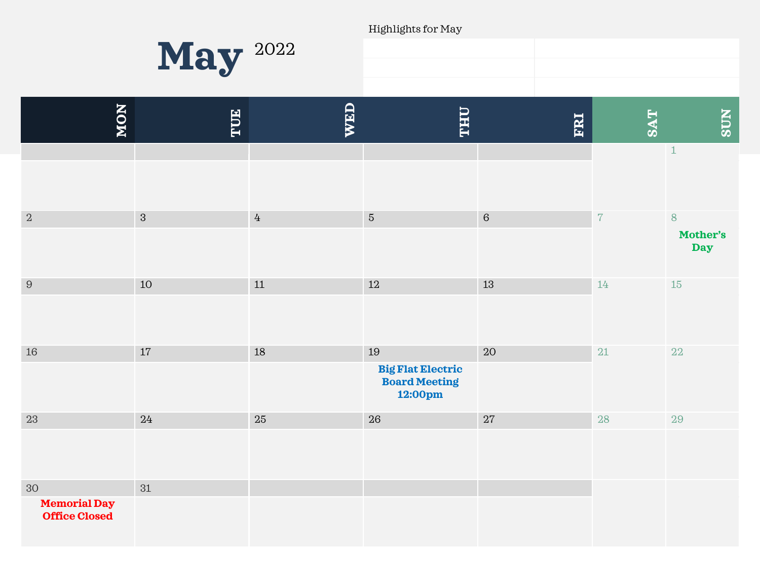# May 2022

Highlights for May

| | |
|---|---|
| | |
| | |
| | |

| MON | TUE | WED | THU | FRI | SAT | SUN |
|---|---|---|---|---|---|---|
| | | | | | | 1 |
| 2 | 3 | 4 | 5 | 6 | 7 | 8 **Mother's Day** |
| 9 | 10 | 11 | 12 | 13 | 14 | 15 |
| 16 | 17 | 18 | 19 **Big Flat Electric Board Meeting 12:00pm** | 20 | 21 | 22 |
| 23 | 24 | 25 | 26 | 27 | 28 | 29 |
| 30 **Memorial Day Office Closed** | 31 | | | | | |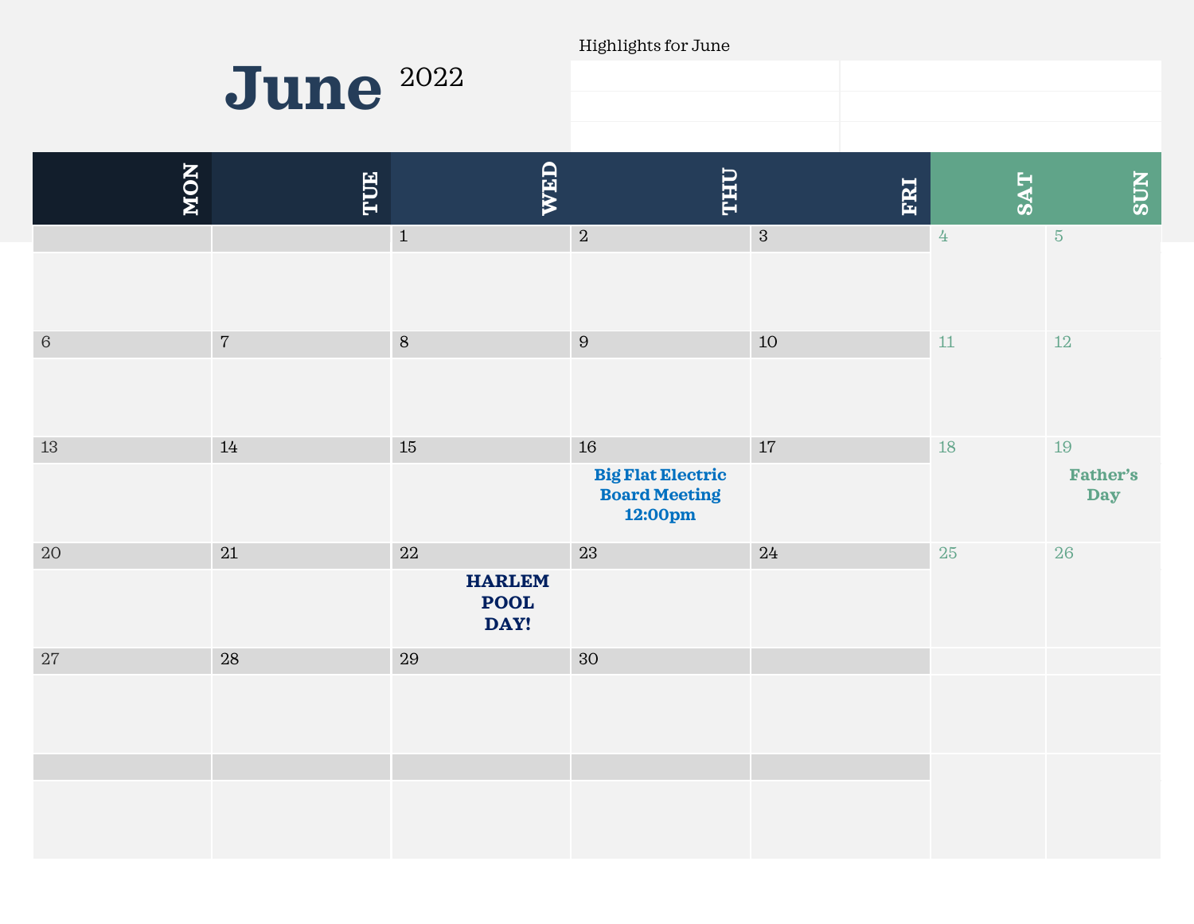# June 2022

Highlights for June

| MON | TUE | WED | THU | FRI | SAT | SUN |
|---|---|---|---|---|---|---|
| | | 1 | 2 | 3 | 4 | 5 |
| 6 | 7 | 8 | 9 | 10 | 11 | 12 |
| 13 | 14 | 15 | 16 **Big Flat Electric Board Meeting 12:00pm** | 17 | 18 | 19 **Father's Day** |
| 20 | 21 | 22 **HARLEM POOL DAY!** | 23 | 24 | 25 | 26 |
| 27 | 28 | 29 | 30 | | | |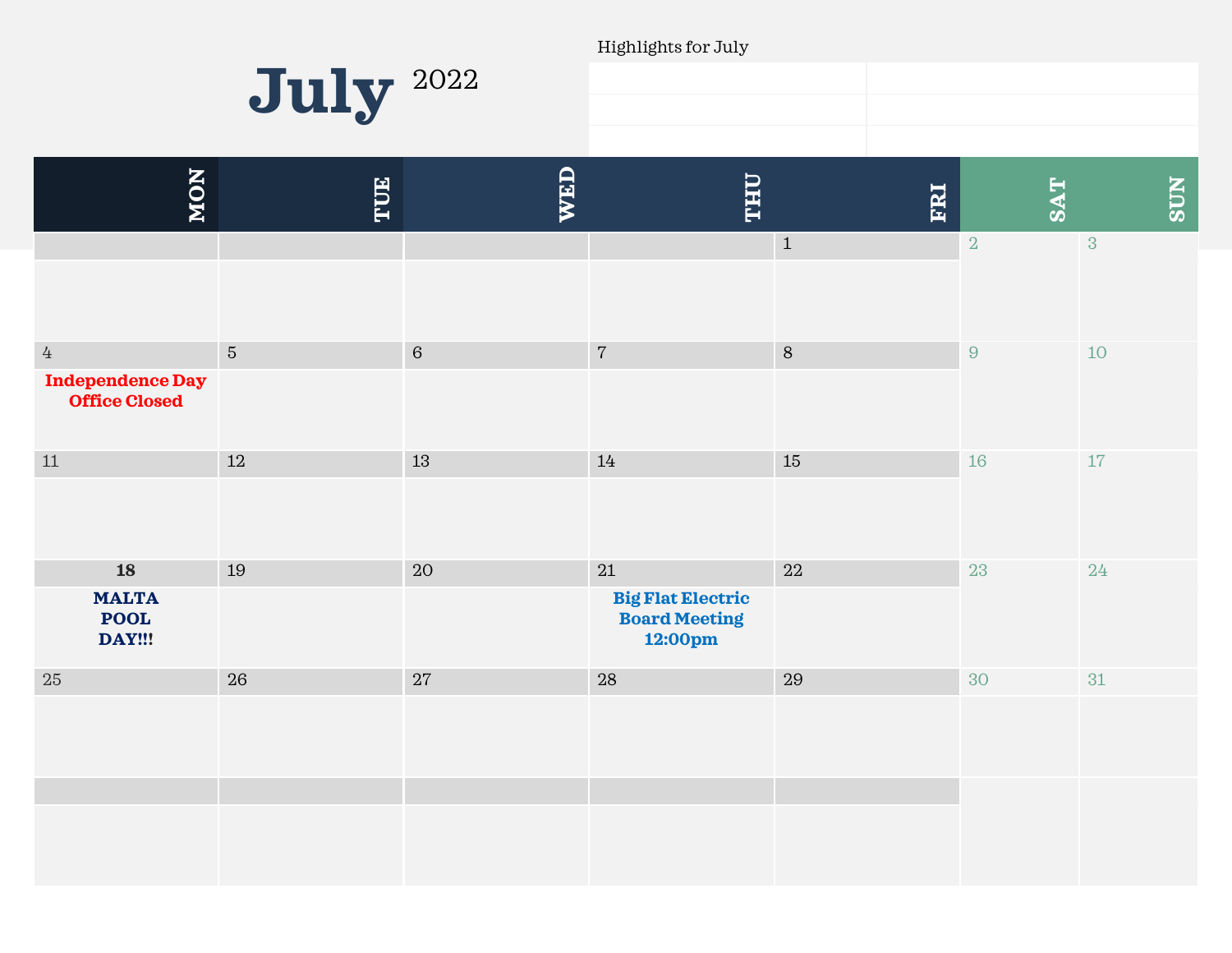# July 2022

Highlights for July

| | |
|---|---|
| | |
| | |
| | |

| MON | TUE | WED | THU | FRI | SAT | SUN |
|---|---|---|---|---|---|---|
| | | | | 1 | 2 | 3 |
| 4 **Independence Day Office Closed** | 5 | 6 | 7 | 8 | 9 | 10 |
| 11 | 12 | 13 | 14 | 15 | 16 | 17 |
| **18** **MALTA POOL DAY!!!** | 19 | 20 | 21 **Big Flat Electric Board Meeting 12:00pm** | 22 | 23 | 24 |
| 25 | 26 | 27 | 28 | 29 | 30 | 31 |
| | | | | | | |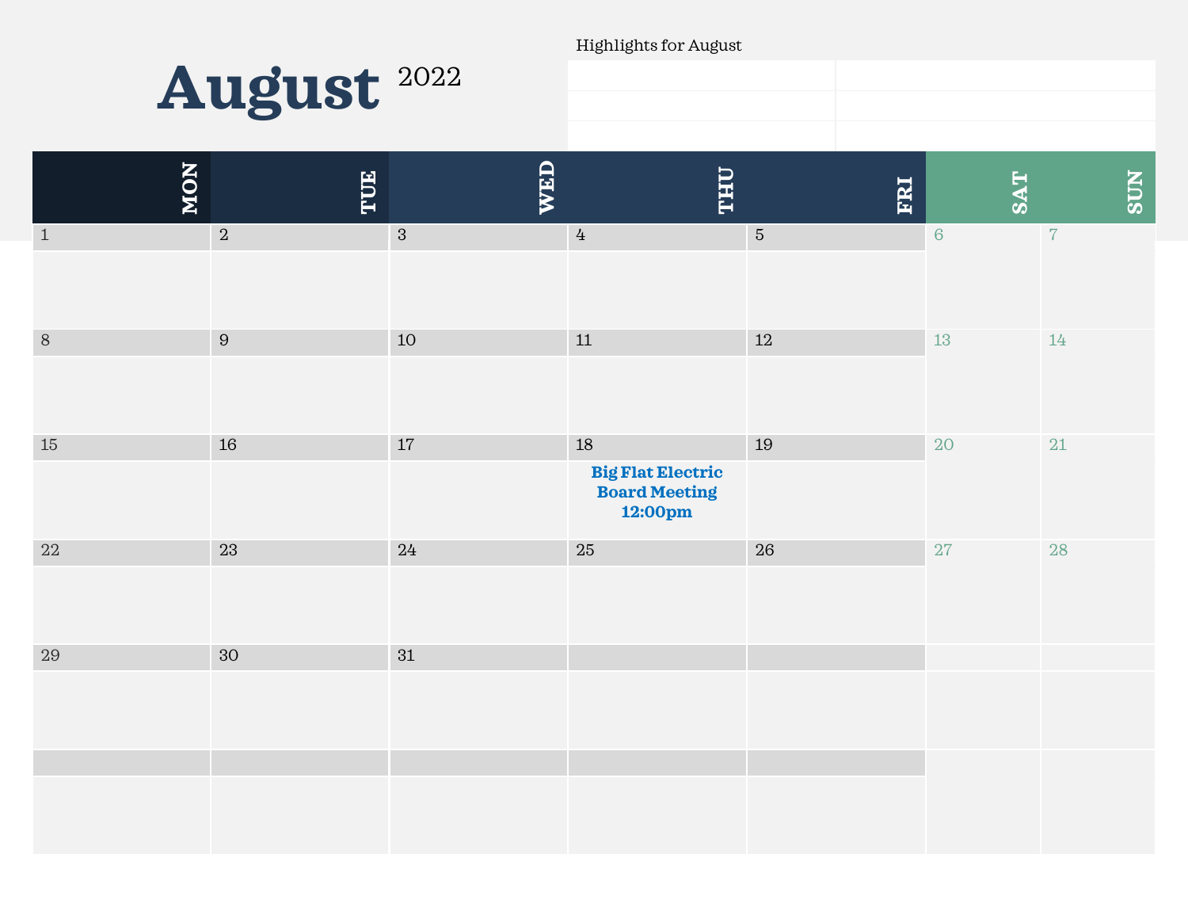# August 2022

Highlights for August

| | |
|---|---|
| | |
| | |
| | |

| MON | TUE | WED | THU | FRI | SAT | SUN |
|---|---|---|---|---|---|---|
| 1 | 2 | 3 | 4 | 5 | 6 | 7 |
| 8 | 9 | 10 | 11 | 12 | 13 | 14 |
| 15 | 16 | 17 | 18 **Big Flat Electric Board Meeting 12:00pm** | 19 | 20 | 21 |
| 22 | 23 | 24 | 25 | 26 | 27 | 28 |
| 29 | 30 | 31 | | | | |
| | | | | | | |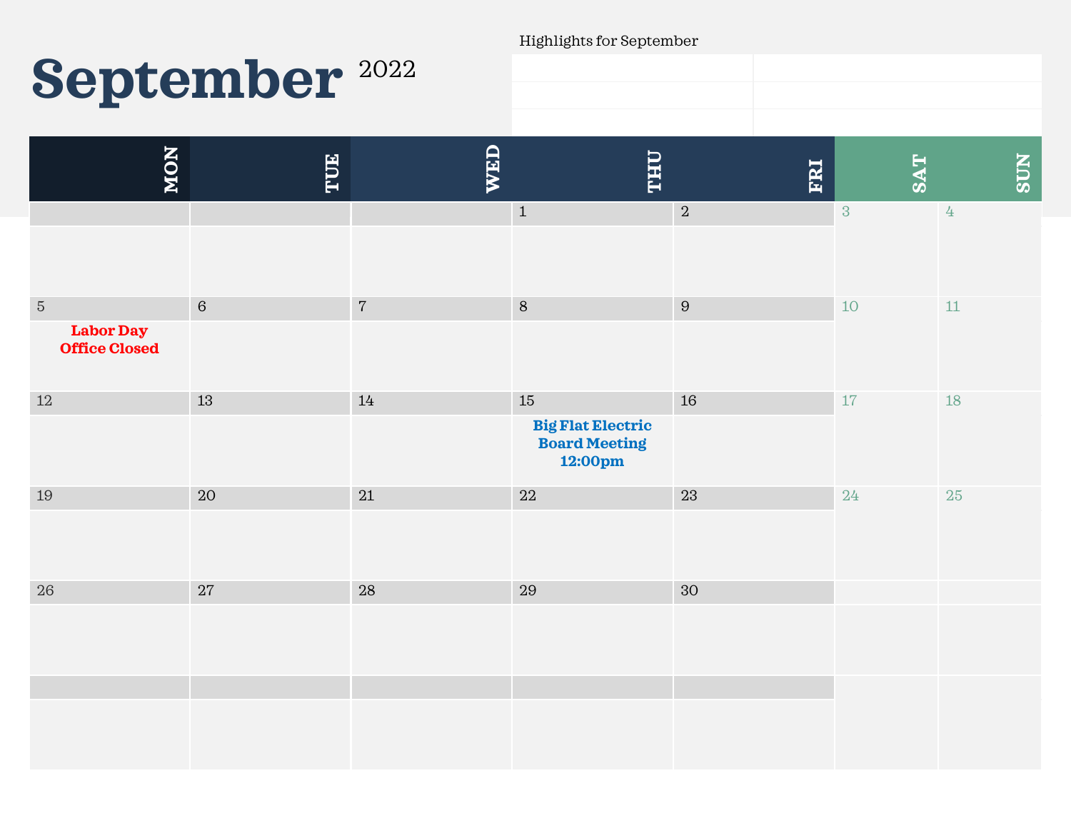# September 2022

Highlights for September

| MON | TUE | WED | THU | FRI | SAT | SUN |
|---|---|---|---|---|---|---|
| | | | 1 | 2 | 3 | 4 |
| 5 **Labor Day Office Closed** | 6 | 7 | 8 | 9 | 10 | 11 |
| 12 | 13 | 14 | 15 **Big Flat Electric Board Meeting 12:00pm** | 16 | 17 | 18 |
| 19 | 20 | 21 | 22 | 23 | 24 | 25 |
| 26 | 27 | 28 | 29 | 30 | | |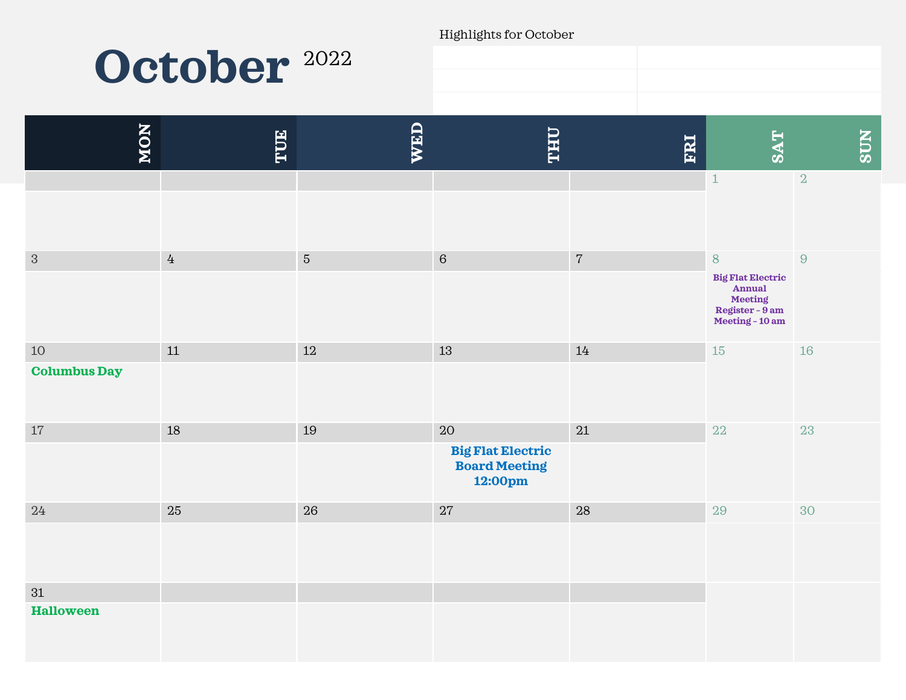# October 2022

Highlights for October

| | |
|---|---|
| | |
| | |
| | |

| MON | TUE | WED | THU | FRI | SAT | SUN |
|---|---|---|---|---|---|---|
| | | | | | 1 | 2 |
| 3 | 4 | 5 | 6 | 7 | 8 **Big Flat Electric Annual Meeting Register - 9 am Meeting - 10 am** | 9 |
| 10 **Columbus Day** | 11 | 12 | 13 | 14 | 15 | 16 |
| 17 | 18 | 19 | 20 **Big Flat Electric Board Meeting 12:00pm** | 21 | 22 | 23 |
| 24 | 25 | 26 | 27 | 28 | 29 | 30 |
| 31 **Halloween** | | | | | | |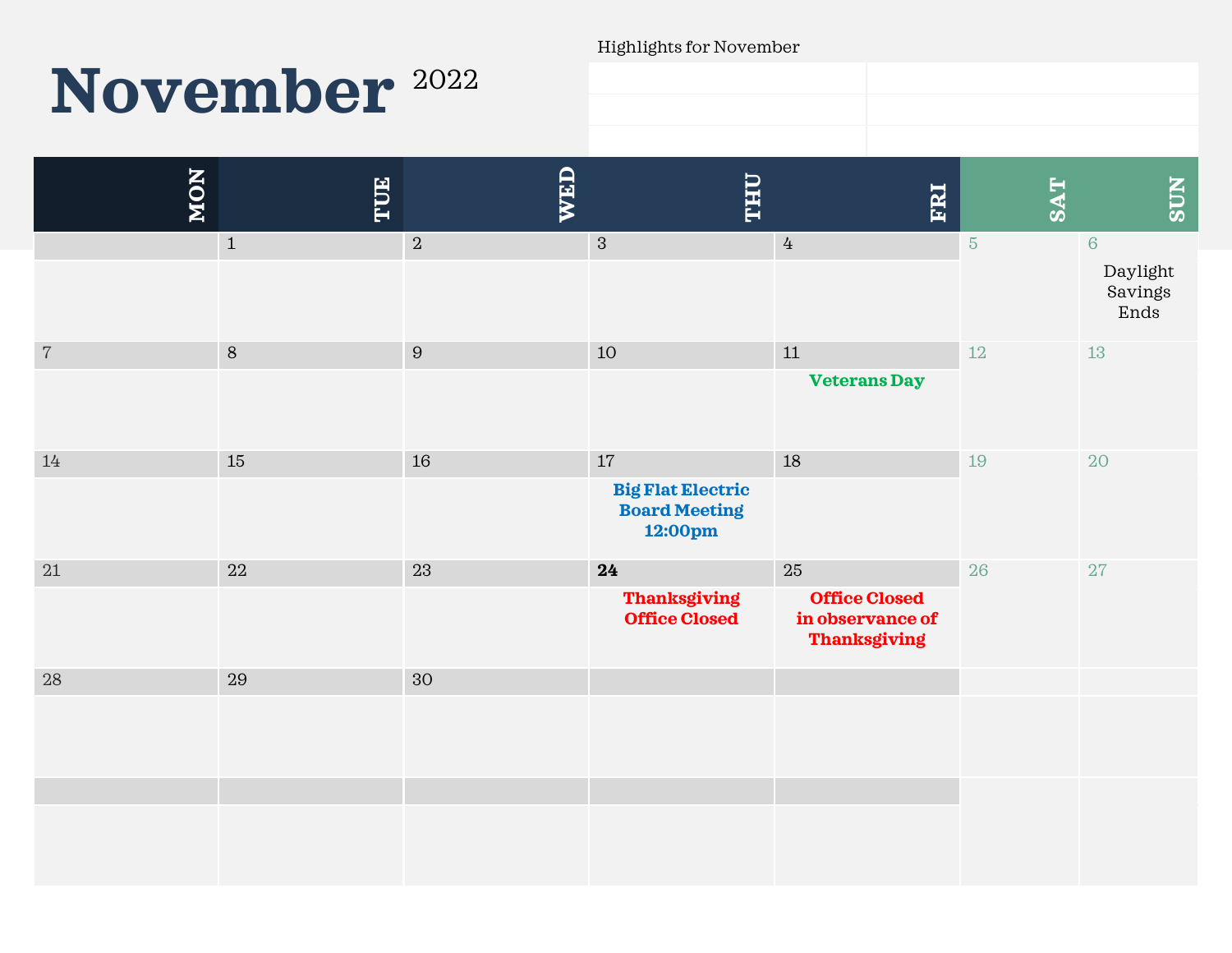# November 2022

Highlights for November

| | |
|---|---|
| | |
| | |
| | |

| MON | TUE | WED | THU | FRI | SAT | SUN |
|---|---|---|---|---|---|---|
| | 1 | 2 | 3 | 4 | 5 | 6 Daylight Savings Ends |
| 7 | 8 | 9 | 10 | 11 **Veterans Day** | 12 | 13 |
| 14 | 15 | 16 | 17 **Big Flat Electric Board Meeting 12:00pm** | 18 | 19 | 20 |
| 21 | 22 | 23 | **24** **Thanksgiving Office Closed** | 25 **Office Closed in observance of Thanksgiving** | 26 | 27 |
| 28 | 29 | 30 | | | | |
| | | | | | | |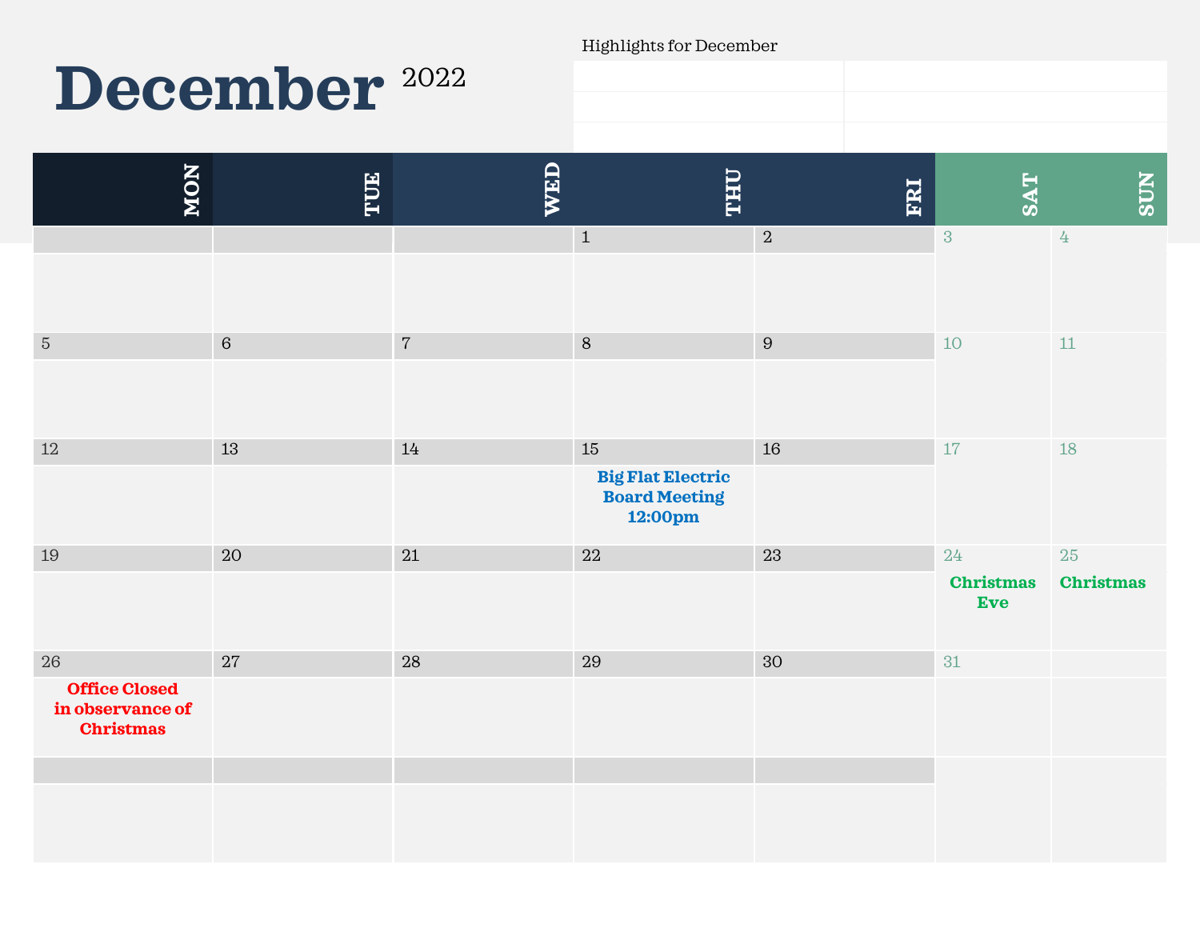# December 2022

Highlights for December

| MON | TUE | WED | THU | FRI | SAT | SUN |
| --- | --- | --- | --- | --- | --- | --- |
| | | | 1 | 2 | 3 | 4 |
| 5 | 6 | 7 | 8 | 9 | 10 | 11 |
| 12 | 13 | 14 | 15 **Big Flat Electric Board Meeting 12:00pm** | 16 | 17 | 18 |
| 19 | 20 | 21 | 22 | 23 | 24 **Christmas Eve** | 25 **Christmas** |
| 26 **Office Closed in observance of Christmas** | 27 | 28 | 29 | 30 | 31 | |